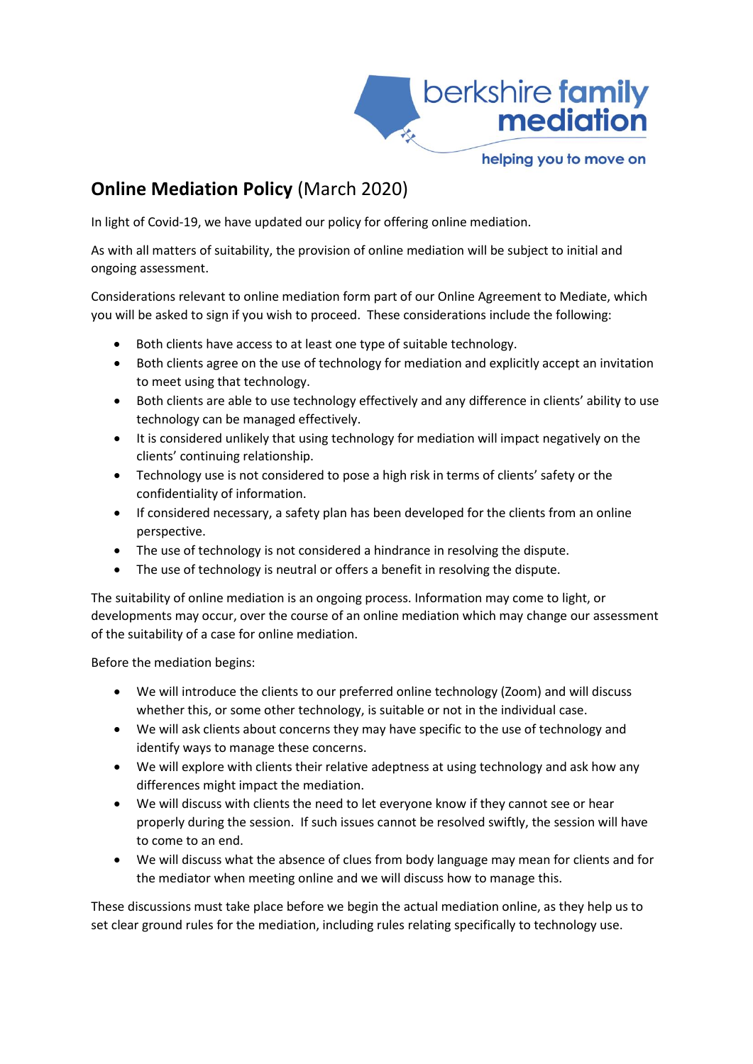berkshire family mediation

helping you to move on

# **Online Mediation Policy** (March 2020)

In light of Covid-19, we have updated our policy for offering online mediation.

As with all matters of suitability, the provision of online mediation will be subject to initial and ongoing assessment.

Considerations relevant to online mediation form part of our Online Agreement to Mediate, which you will be asked to sign if you wish to proceed. These considerations include the following:

- Both clients have access to at least one type of suitable technology.
- Both clients agree on the use of technology for mediation and explicitly accept an invitation to meet using that technology.
- Both clients are able to use technology effectively and any difference in clients' ability to use technology can be managed effectively.
- It is considered unlikely that using technology for mediation will impact negatively on the clients' continuing relationship.
- Technology use is not considered to pose a high risk in terms of clients' safety or the confidentiality of information.
- If considered necessary, a safety plan has been developed for the clients from an online perspective.
- The use of technology is not considered a hindrance in resolving the dispute.
- The use of technology is neutral or offers a benefit in resolving the dispute.

The suitability of online mediation is an ongoing process. Information may come to light, or developments may occur, over the course of an online mediation which may change our assessment of the suitability of a case for online mediation.

Before the mediation begins:

- We will introduce the clients to our preferred online technology (Zoom) and will discuss whether this, or some other technology, is suitable or not in the individual case.
- We will ask clients about concerns they may have specific to the use of technology and identify ways to manage these concerns.
- We will explore with clients their relative adeptness at using technology and ask how any differences might impact the mediation.
- We will discuss with clients the need to let everyone know if they cannot see or hear properly during the session. If such issues cannot be resolved swiftly, the session will have to come to an end.
- We will discuss what the absence of clues from body language may mean for clients and for the mediator when meeting online and we will discuss how to manage this.

These discussions must take place before we begin the actual mediation online, as they help us to set clear ground rules for the mediation, including rules relating specifically to technology use.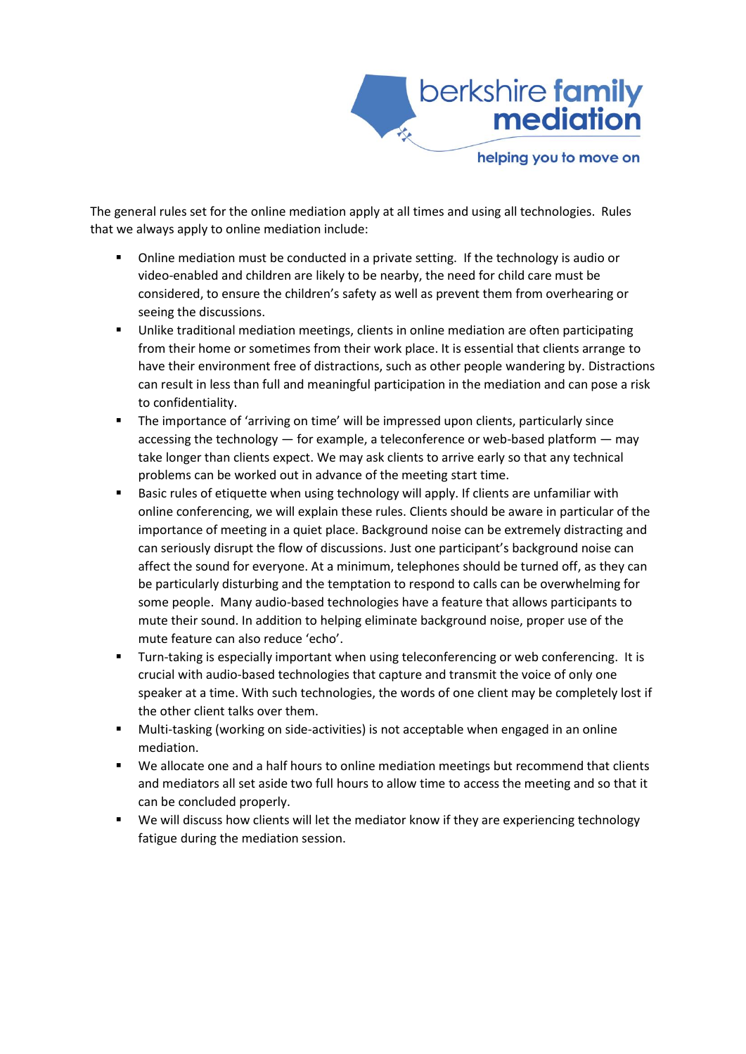berkshire family mediation

helping you to move on

The general rules set for the online mediation apply at all times and using all technologies. Rules that we always apply to online mediation include:

- Online mediation must be conducted in a private setting. If the technology is audio or video-enabled and children are likely to be nearby, the need for child care must be considered, to ensure the children's safety as well as prevent them from overhearing or seeing the discussions.
- Unlike traditional mediation meetings, clients in online mediation are often participating from their home or sometimes from their work place. It is essential that clients arrange to have their environment free of distractions, such as other people wandering by. Distractions can result in less than full and meaningful participation in the mediation and can pose a risk to confidentiality.
- The importance of 'arriving on time' will be impressed upon clients, particularly since accessing the technology — for example, a teleconference or web-based platform — may take longer than clients expect. We may ask clients to arrive early so that any technical problems can be worked out in advance of the meeting start time.
- Basic rules of etiquette when using technology will apply. If clients are unfamiliar with online conferencing, we will explain these rules. Clients should be aware in particular of the importance of meeting in a quiet place. Background noise can be extremely distracting and can seriously disrupt the flow of discussions. Just one participant's background noise can affect the sound for everyone. At a minimum, telephones should be turned off, as they can be particularly disturbing and the temptation to respond to calls can be overwhelming for some people. Many audio-based technologies have a feature that allows participants to mute their sound. In addition to helping eliminate background noise, proper use of the mute feature can also reduce 'echo'.
- Turn-taking is especially important when using teleconferencing or web conferencing. It is crucial with audio-based technologies that capture and transmit the voice of only one speaker at a time. With such technologies, the words of one client may be completely lost if the other client talks over them.
- Multi-tasking (working on side-activities) is not acceptable when engaged in an online mediation.
- We allocate one and a half hours to online mediation meetings but recommend that clients and mediators all set aside two full hours to allow time to access the meeting and so that it can be concluded properly.
- We will discuss how clients will let the mediator know if they are experiencing technology fatigue during the mediation session.